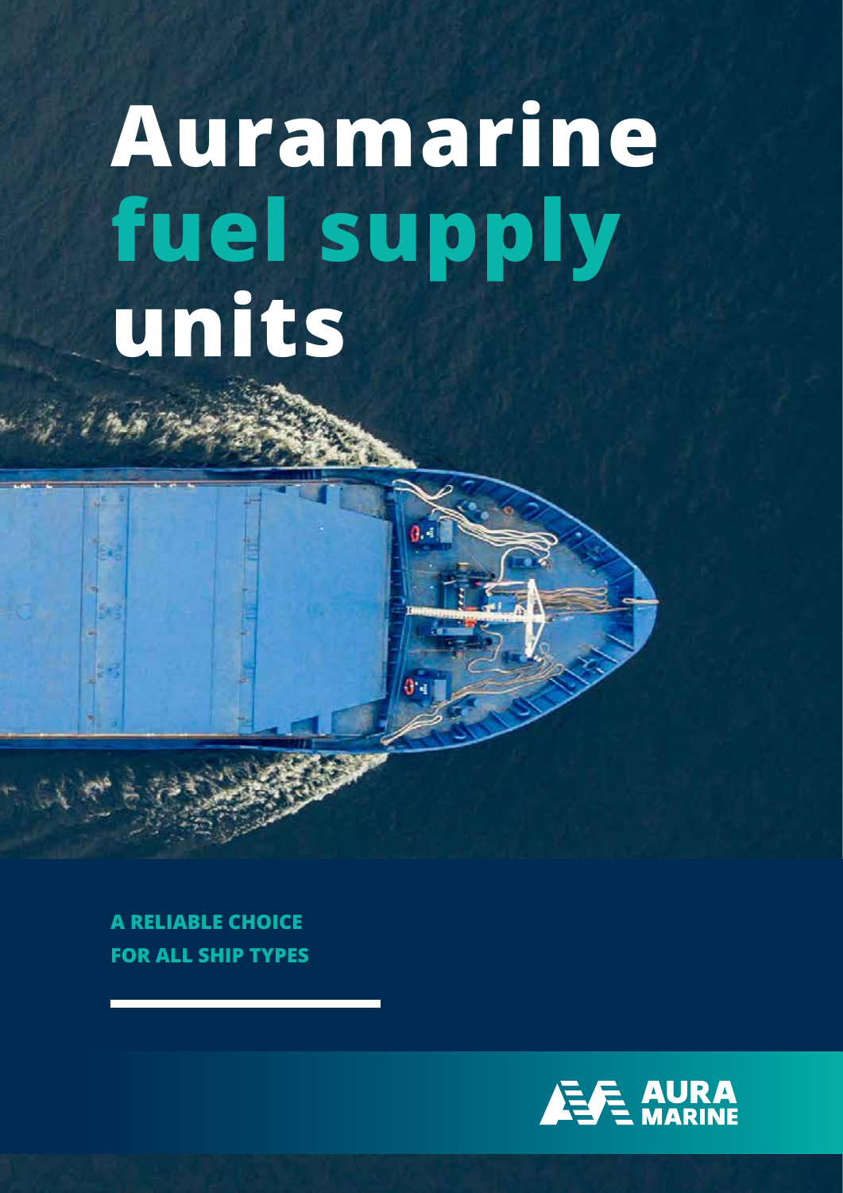# Auramarine fuel supply units

**A RELIABLE CHOICE FOR ALL SHIP TYPES**

AURA MARINE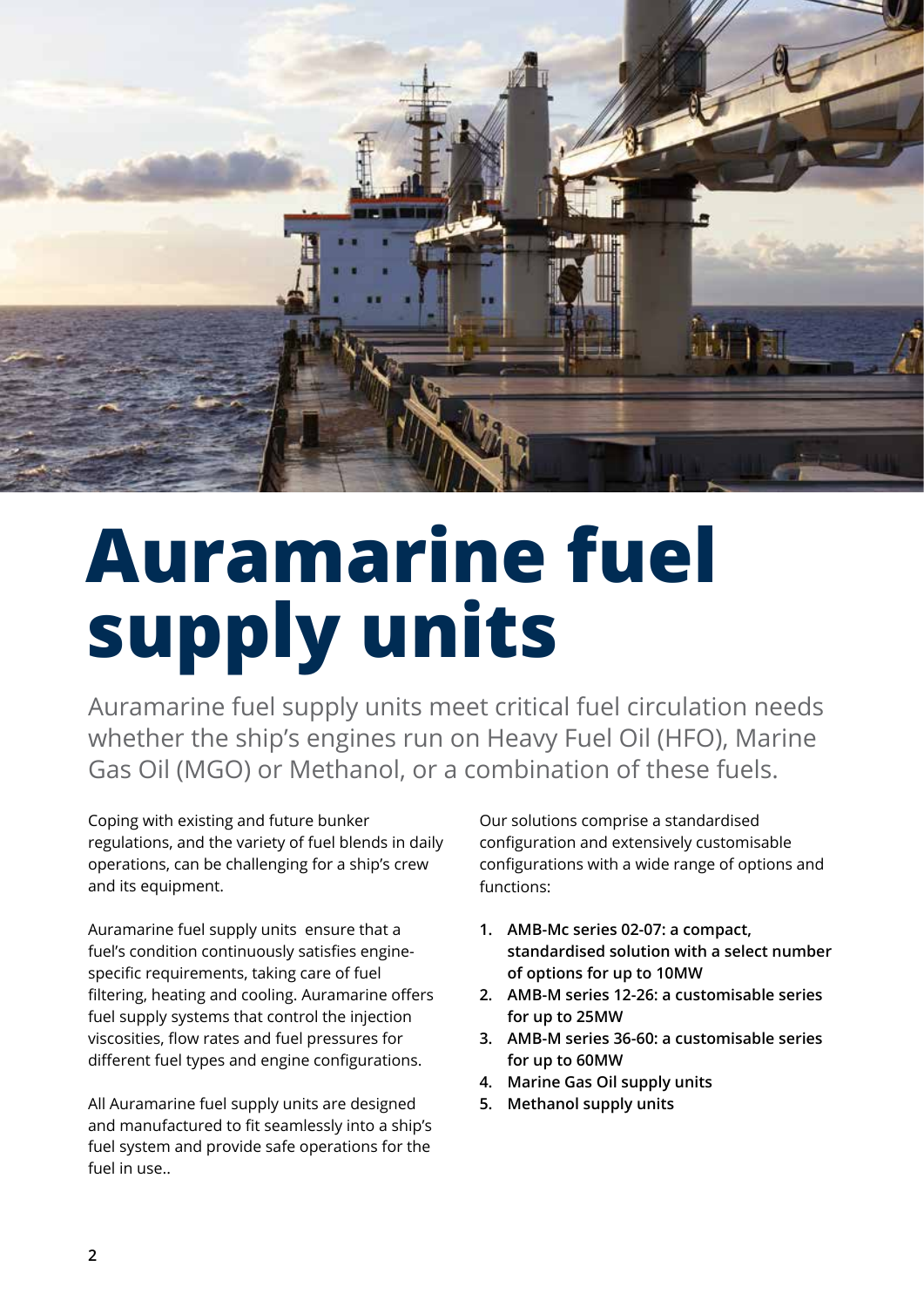# Auramarine fuel supply units

Auramarine fuel supply units meet critical fuel circulation needs whether the ship's engines run on Heavy Fuel Oil (HFO), Marine Gas Oil (MGO) or Methanol, or a combination of these fuels.

Coping with existing and future bunker regulations, and the variety of fuel blends in daily operations, can be challenging for a ship's crew and its equipment.

Auramarine fuel supply units ensure that a fuel's condition continuously satisfies engine-specific requirements, taking care of fuel filtering, heating and cooling. Auramarine offers fuel supply systems that control the injection viscosities, flow rates and fuel pressures for different fuel types and engine configurations.

All Auramarine fuel supply units are designed and manufactured to fit seamlessly into a ship's fuel system and provide safe operations for the fuel in use..

Our solutions comprise a standardised configuration and extensively customisable configurations with a wide range of options and functions:

1. **AMB-Mc series 02-07: a compact, standardised solution with a select number of options for up to 10MW**
2. **AMB-M series 12-26: a customisable series for up to 25MW**
3. **AMB-M series 36-60: a customisable series for up to 60MW**
4. **Marine Gas Oil supply units**
5. **Methanol supply units**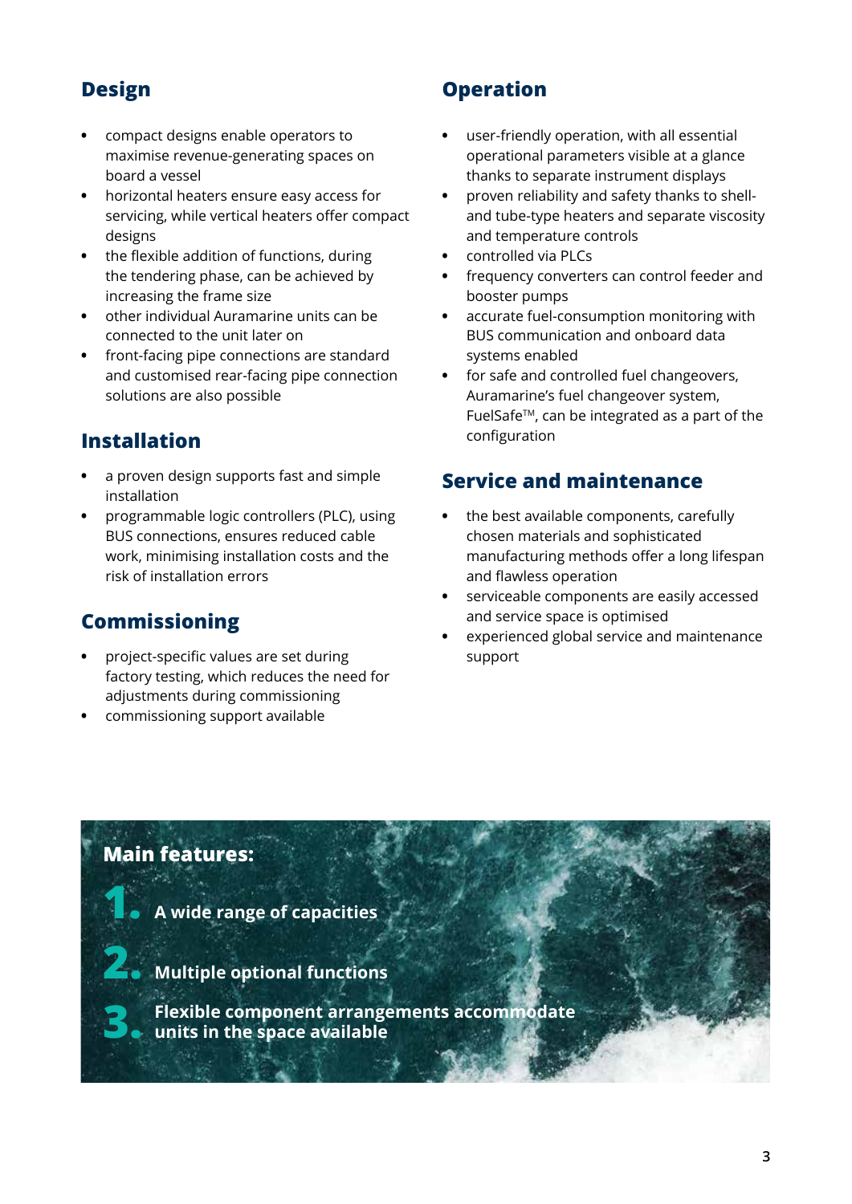## Design

- compact designs enable operators to maximise revenue-generating spaces on board a vessel
- horizontal heaters ensure easy access for servicing, while vertical heaters offer compact designs
- the flexible addition of functions, during the tendering phase, can be achieved by increasing the frame size
- other individual Auramarine units can be connected to the unit later on
- front-facing pipe connections are standard and customised rear-facing pipe connection solutions are also possible

## Installation

- a proven design supports fast and simple installation
- programmable logic controllers (PLC), using BUS connections, ensures reduced cable work, minimising installation costs and the risk of installation errors

## Commissioning

- project-specific values are set during factory testing, which reduces the need for adjustments during commissioning
- commissioning support available

## Operation

- user-friendly operation, with all essential operational parameters visible at a glance thanks to separate instrument displays
- proven reliability and safety thanks to shell- and tube-type heaters and separate viscosity and temperature controls
- controlled via PLCs
- frequency converters can control feeder and booster pumps
- accurate fuel-consumption monitoring with BUS communication and onboard data systems enabled
- for safe and controlled fuel changeovers, Auramarine's fuel changeover system, FuelSafe™, can be integrated as a part of the configuration

## Service and maintenance

- the best available components, carefully chosen materials and sophisticated manufacturing methods offer a long lifespan and flawless operation
- serviceable components are easily accessed and service space is optimised
- experienced global service and maintenance support

**Main features:**

1. **A wide range of capacities**
2. **Multiple optional functions**
3. **Flexible component arrangements accommodate units in the space available**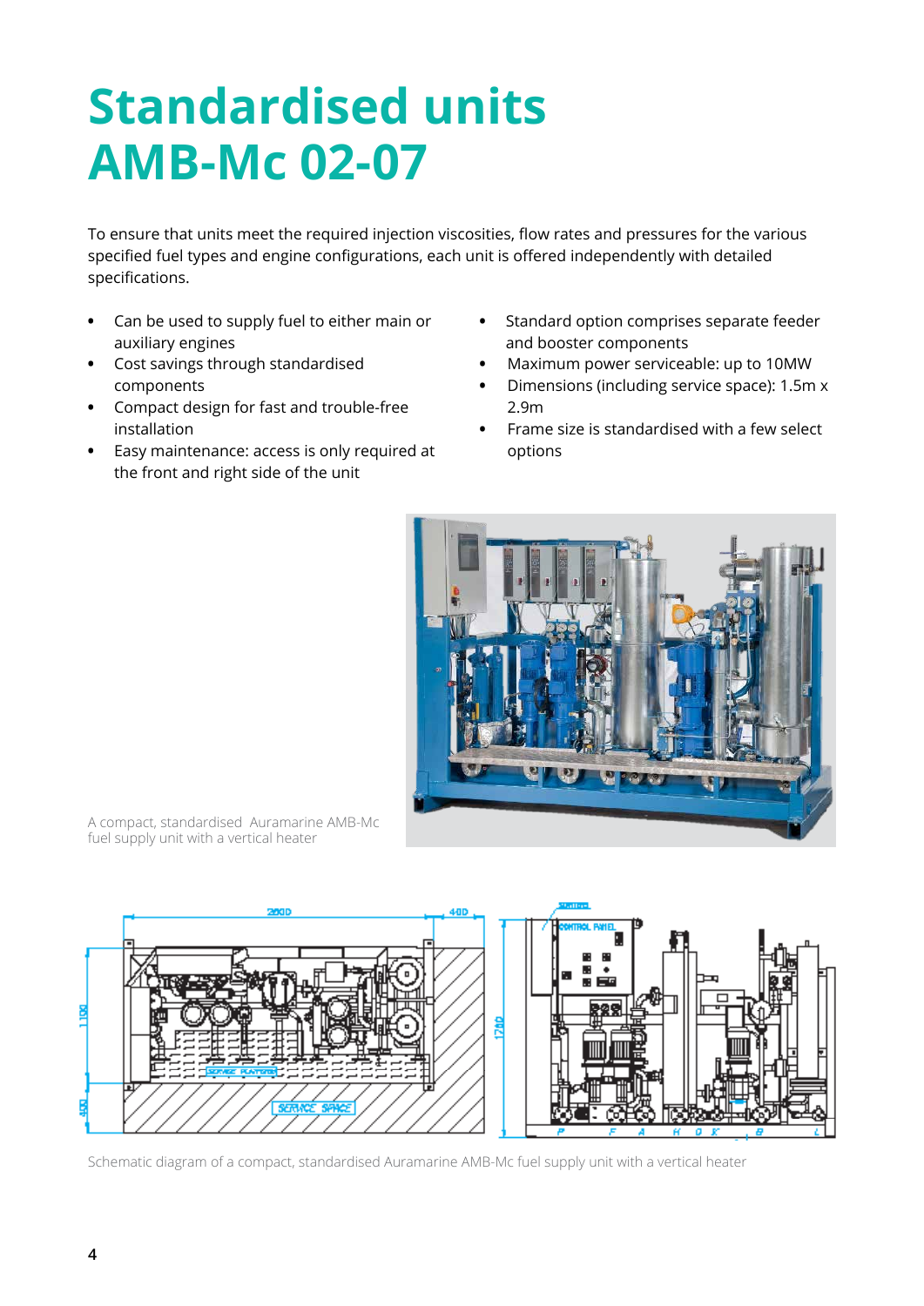# Standardised units AMB-Mc 02-07

To ensure that units meet the required injection viscosities, flow rates and pressures for the various specified fuel types and engine configurations, each unit is offered independently with detailed specifications.

- Can be used to supply fuel to either main or auxiliary engines
- Cost savings through standardised components
- Compact design for fast and trouble-free installation
- Easy maintenance: access is only required at the front and right side of the unit
- Standard option comprises separate feeder and booster components
- Maximum power serviceable: up to 10MW
- Dimensions (including service space): 1.5m x 2.9m
- Frame size is standardised with a few select options

A compact, standardised Auramarine AMB-Mc fuel supply unit with a vertical heater

Schematic diagram of a compact, standardised Auramarine AMB-Mc fuel supply unit with a vertical heater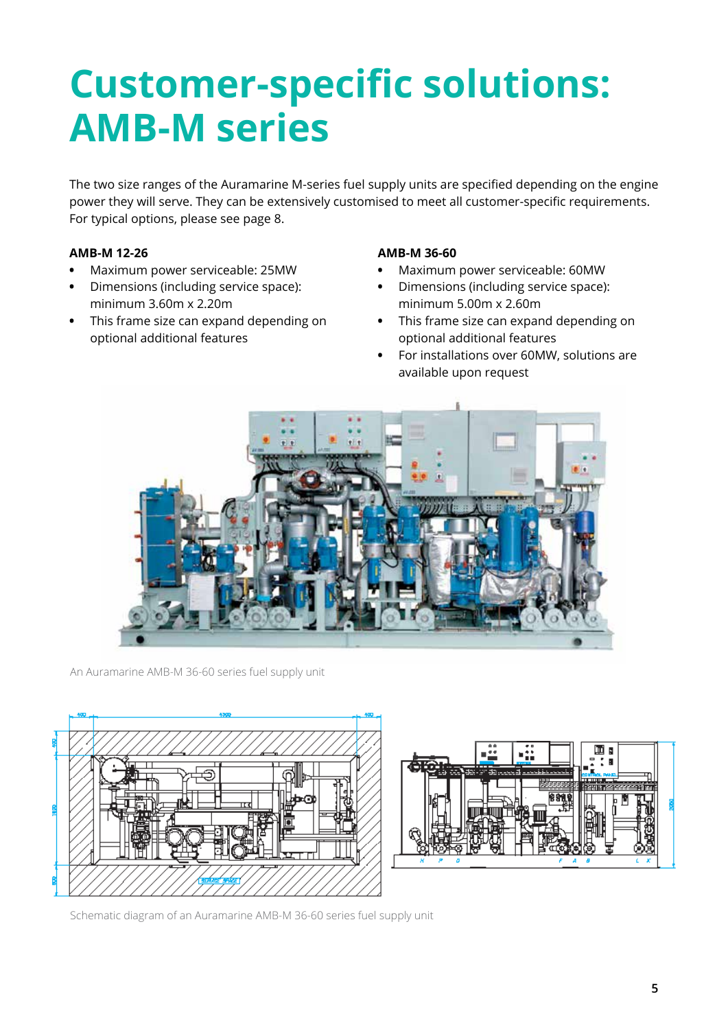# Customer-specific solutions: AMB-M series

The two size ranges of the Auramarine M-series fuel supply units are specified depending on the engine power they will serve. They can be extensively customised to meet all customer-specific requirements. For typical options, please see page 8.

**AMB-M 12-26**

- Maximum power serviceable: 25MW
- Dimensions (including service space): minimum 3.60m x 2.20m
- This frame size can expand depending on optional additional features

**AMB-M 36-60**

- Maximum power serviceable: 60MW
- Dimensions (including service space): minimum 5.00m x 2.60m
- This frame size can expand depending on optional additional features
- For installations over 60MW, solutions are available upon request

An Auramarine AMB-M 36-60 series fuel supply unit

Schematic diagram of an Auramarine AMB-M 36-60 series fuel supply unit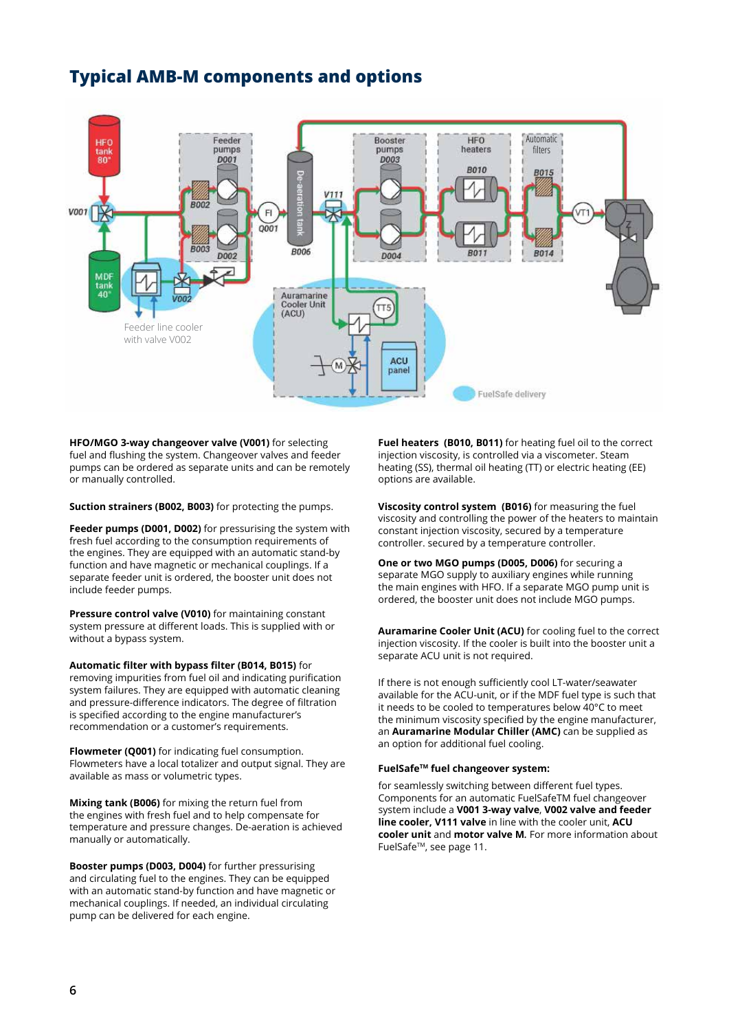## Typical AMB-M components and options

**HFO/MGO 3-way changeover valve (V001)** for selecting fuel and flushing the system. Changeover valves and feeder pumps can be ordered as separate units and can be remotely or manually controlled.

**Suction strainers (B002, B003)** for protecting the pumps.

**Feeder pumps (D001, D002)** for pressurising the system with fresh fuel according to the consumption requirements of the engines. They are equipped with an automatic stand-by function and have magnetic or mechanical couplings. If a separate feeder unit is ordered, the booster unit does not include feeder pumps.

**Pressure control valve (V010)** for maintaining constant system pressure at different loads. This is supplied with or without a bypass system.

**Automatic filter with bypass filter (B014, B015)** for removing impurities from fuel oil and indicating purification system failures. They are equipped with automatic cleaning and pressure-difference indicators. The degree of filtration is specified according to the engine manufacturer's recommendation or a customer's requirements.

**Flowmeter (Q001)** for indicating fuel consumption. Flowmeters have a local totalizer and output signal. They are available as mass or volumetric types.

**Mixing tank (B006)** for mixing the return fuel from the engines with fresh fuel and to help compensate for temperature and pressure changes. De-aeration is achieved manually or automatically.

**Booster pumps (D003, D004)** for further pressurising and circulating fuel to the engines. They can be equipped with an automatic stand-by function and have magnetic or mechanical couplings. If needed, an individual circulating pump can be delivered for each engine.

**Fuel heaters (B010, B011)** for heating fuel oil to the correct injection viscosity, is controlled via a viscometer. Steam heating (SS), thermal oil heating (TT) or electric heating (EE) options are available.

**Viscosity control system (B016)** for measuring the fuel viscosity and controlling the power of the heaters to maintain constant injection viscosity, secured by a temperature controller. secured by a temperature controller.

**One or two MGO pumps (D005, D006)** for securing a separate MGO supply to auxiliary engines while running the main engines with HFO. If a separate MGO pump unit is ordered, the booster unit does not include MGO pumps.

**Auramarine Cooler Unit (ACU)** for cooling fuel to the correct injection viscosity. If the cooler is built into the booster unit a separate ACU unit is not required.

If there is not enough sufficiently cool LT-water/seawater available for the ACU-unit, or if the MDF fuel type is such that it needs to be cooled to temperatures below 40°C to meet the minimum viscosity specified by the engine manufacturer, an **Auramarine Modular Chiller (AMC)** can be supplied as an option for additional fuel cooling.

**FuelSafe™ fuel changeover system:**

for seamlessly switching between different fuel types. Components for an automatic FuelSafeTM fuel changeover system include a **V001 3-way valve**, **V002 valve and feeder line cooler, V111 valve** in line with the cooler unit, **ACU cooler unit** and **motor valve M.** For more information about FuelSafe™, see page 11.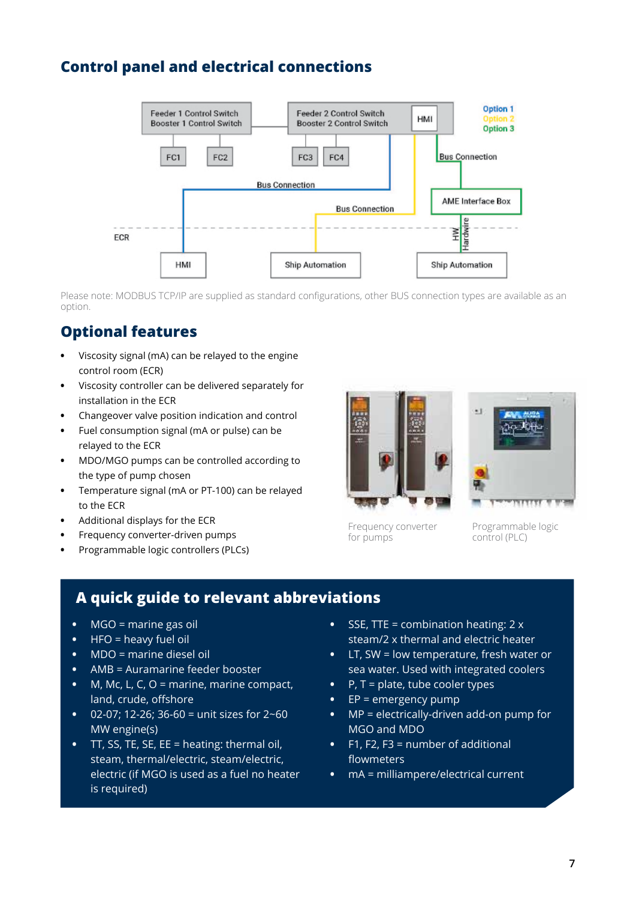## Control panel and electrical connections

Please note: MODBUS TCP/IP are supplied as standard configurations, other BUS connection types are available as an option.

## Optional features

- Viscosity signal (mA) can be relayed to the engine control room (ECR)
- Viscosity controller can be delivered separately for installation in the ECR
- Changeover valve position indication and control
- Fuel consumption signal (mA or pulse) can be relayed to the ECR
- MDO/MGO pumps can be controlled according to the type of pump chosen
- Temperature signal (mA or PT-100) can be relayed to the ECR
- Additional displays for the ECR
- Frequency converter-driven pumps
- Programmable logic controllers (PLCs)

Frequency converter for pumps

Programmable logic control (PLC)

## A quick guide to relevant abbreviations

- MGO = marine gas oil
- HFO = heavy fuel oil
- MDO = marine diesel oil
- AMB = Auramarine feeder booster
- M, Mc, L, C, O = marine, marine compact, land, crude, offshore
- 02-07; 12-26; 36-60 = unit sizes for 2~60 MW engine(s)
- TT, SS, TE, SE, EE = heating: thermal oil, steam, thermal/electric, steam/electric, electric (if MGO is used as a fuel no heater is required)
- SSE, TTE = combination heating: 2 x steam/2 x thermal and electric heater
- LT, SW = low temperature, fresh water or sea water. Used with integrated coolers
- P, T = plate, tube cooler types
- EP = emergency pump
- MP = electrically-driven add-on pump for MGO and MDO
- F1, F2, F3 = number of additional flowmeters
- mA = milliampere/electrical current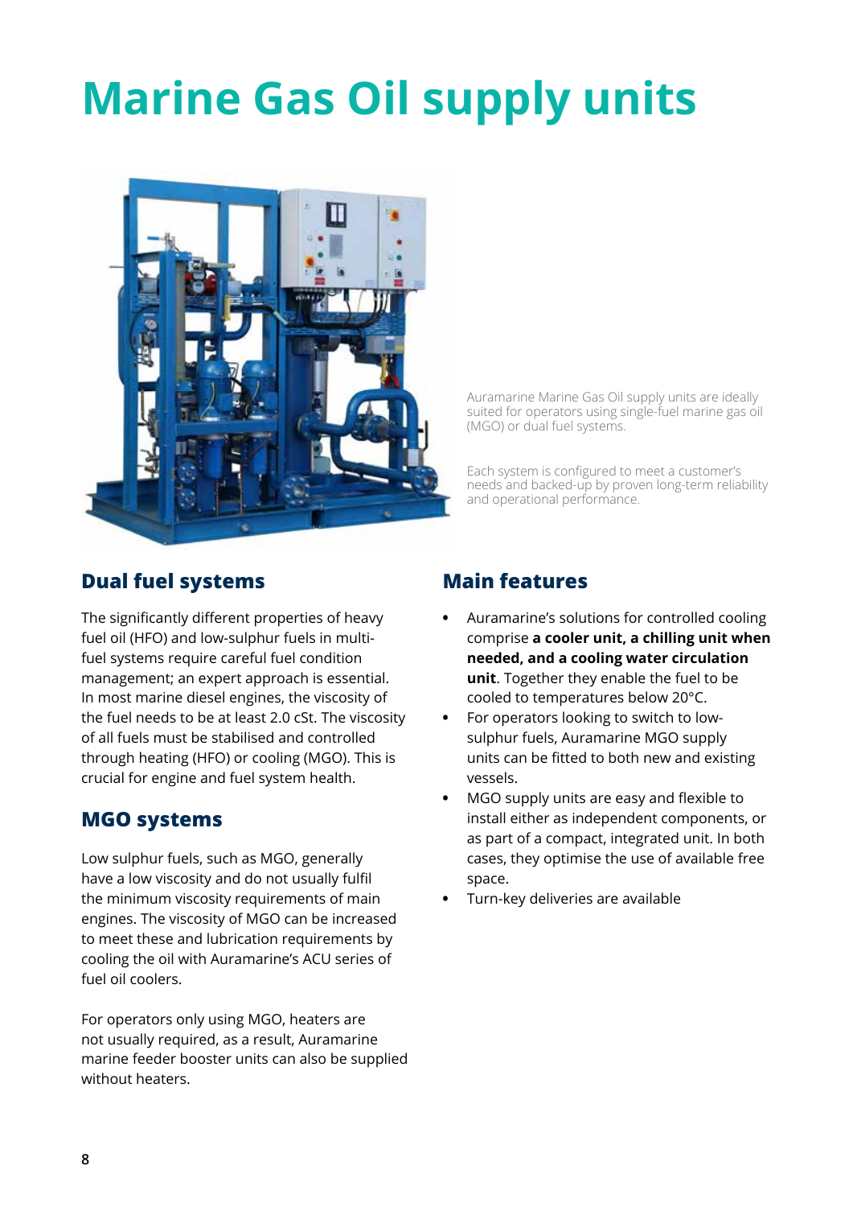# Marine Gas Oil supply units

Auramarine Marine Gas Oil supply units are ideally suited for operators using single-fuel marine gas oil (MGO) or dual fuel systems.

Each system is configured to meet a customer's needs and backed-up by proven long-term reliability and operational performance.

## Dual fuel systems

The significantly different properties of heavy fuel oil (HFO) and low-sulphur fuels in multi-fuel systems require careful fuel condition management; an expert approach is essential. In most marine diesel engines, the viscosity of the fuel needs to be at least 2.0 cSt. The viscosity of all fuels must be stabilised and controlled through heating (HFO) or cooling (MGO). This is crucial for engine and fuel system health.

## MGO systems

Low sulphur fuels, such as MGO, generally have a low viscosity and do not usually fulfil the minimum viscosity requirements of main engines. The viscosity of MGO can be increased to meet these and lubrication requirements by cooling the oil with Auramarine's ACU series of fuel oil coolers.

For operators only using MGO, heaters are not usually required, as a result, Auramarine marine feeder booster units can also be supplied without heaters.

## Main features

- Auramarine's solutions for controlled cooling comprise **a cooler unit, a chilling unit when needed, and a cooling water circulation unit**. Together they enable the fuel to be cooled to temperatures below 20°C.
- For operators looking to switch to low-sulphur fuels, Auramarine MGO supply units can be fitted to both new and existing vessels.
- MGO supply units are easy and flexible to install either as independent components, or as part of a compact, integrated unit. In both cases, they optimise the use of available free space.
- Turn-key deliveries are available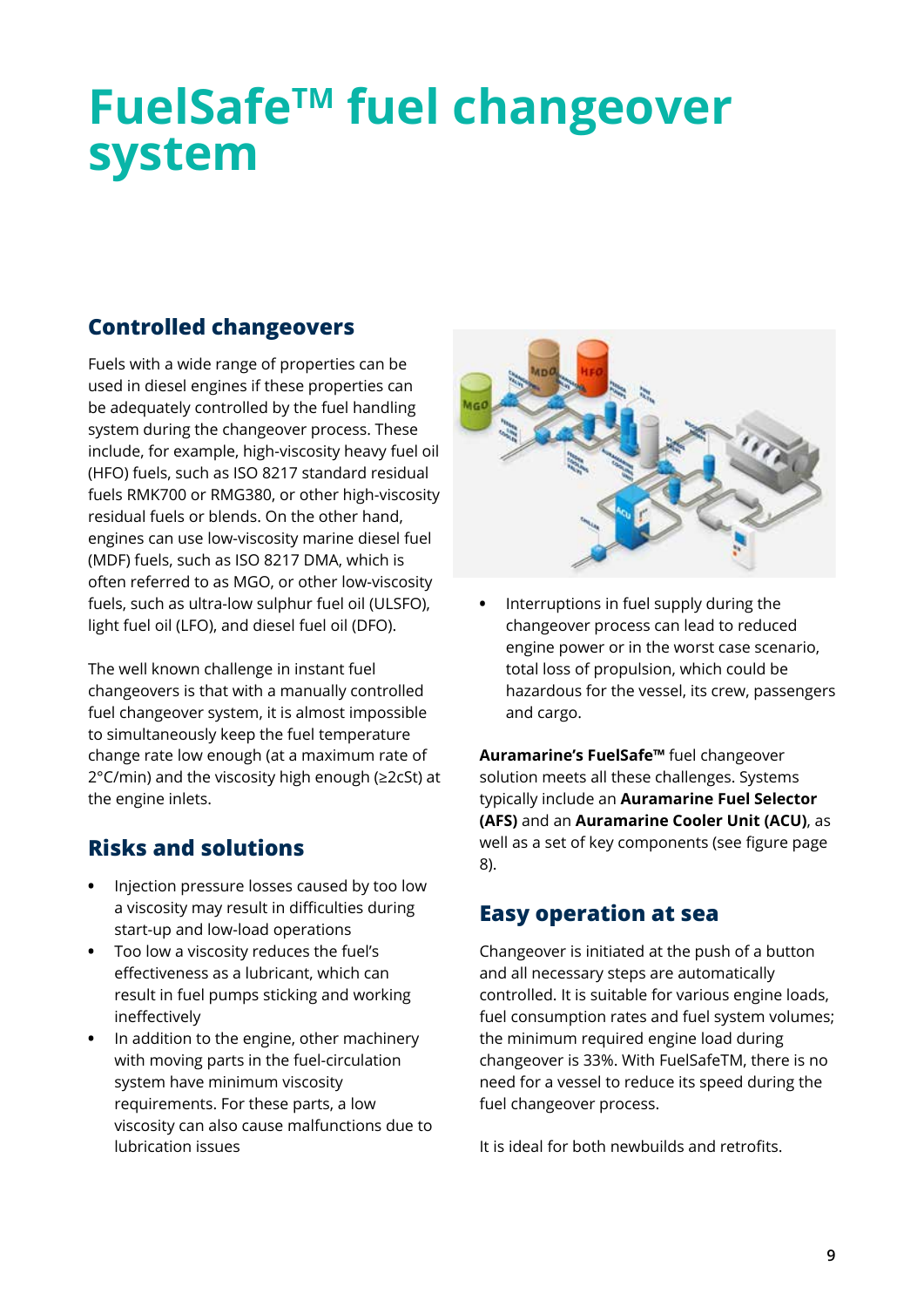# FuelSafe™ fuel changeover system

## Controlled changeovers

Fuels with a wide range of properties can be used in diesel engines if these properties can be adequately controlled by the fuel handling system during the changeover process. These include, for example, high-viscosity heavy fuel oil (HFO) fuels, such as ISO 8217 standard residual fuels RMK700 or RMG380, or other high-viscosity residual fuels or blends. On the other hand, engines can use low-viscosity marine diesel fuel (MDF) fuels, such as ISO 8217 DMA, which is often referred to as MGO, or other low-viscosity fuels, such as ultra-low sulphur fuel oil (ULSFO), light fuel oil (LFO), and diesel fuel oil (DFO).

The well known challenge in instant fuel changeovers is that with a manually controlled fuel changeover system, it is almost impossible to simultaneously keep the fuel temperature change rate low enough (at a maximum rate of 2°C/min) and the viscosity high enough (≥2cSt) at the engine inlets.

## Risks and solutions

- Injection pressure losses caused by too low a viscosity may result in difficulties during start-up and low-load operations
- Too low a viscosity reduces the fuel's effectiveness as a lubricant, which can result in fuel pumps sticking and working ineffectively
- In addition to the engine, other machinery with moving parts in the fuel-circulation system have minimum viscosity requirements. For these parts, a low viscosity can also cause malfunctions due to lubrication issues
- Interruptions in fuel supply during the changeover process can lead to reduced engine power or in the worst case scenario, total loss of propulsion, which could be hazardous for the vessel, its crew, passengers and cargo.

**Auramarine's FuelSafe™** fuel changeover solution meets all these challenges. Systems typically include an **Auramarine Fuel Selector (AFS)** and an **Auramarine Cooler Unit (ACU)**, as well as a set of key components (see figure page 8).

## Easy operation at sea

Changeover is initiated at the push of a button and all necessary steps are automatically controlled. It is suitable for various engine loads, fuel consumption rates and fuel system volumes; the minimum required engine load during changeover is 33%. With FuelSafeTM, there is no need for a vessel to reduce its speed during the fuel changeover process.

It is ideal for both newbuilds and retrofits.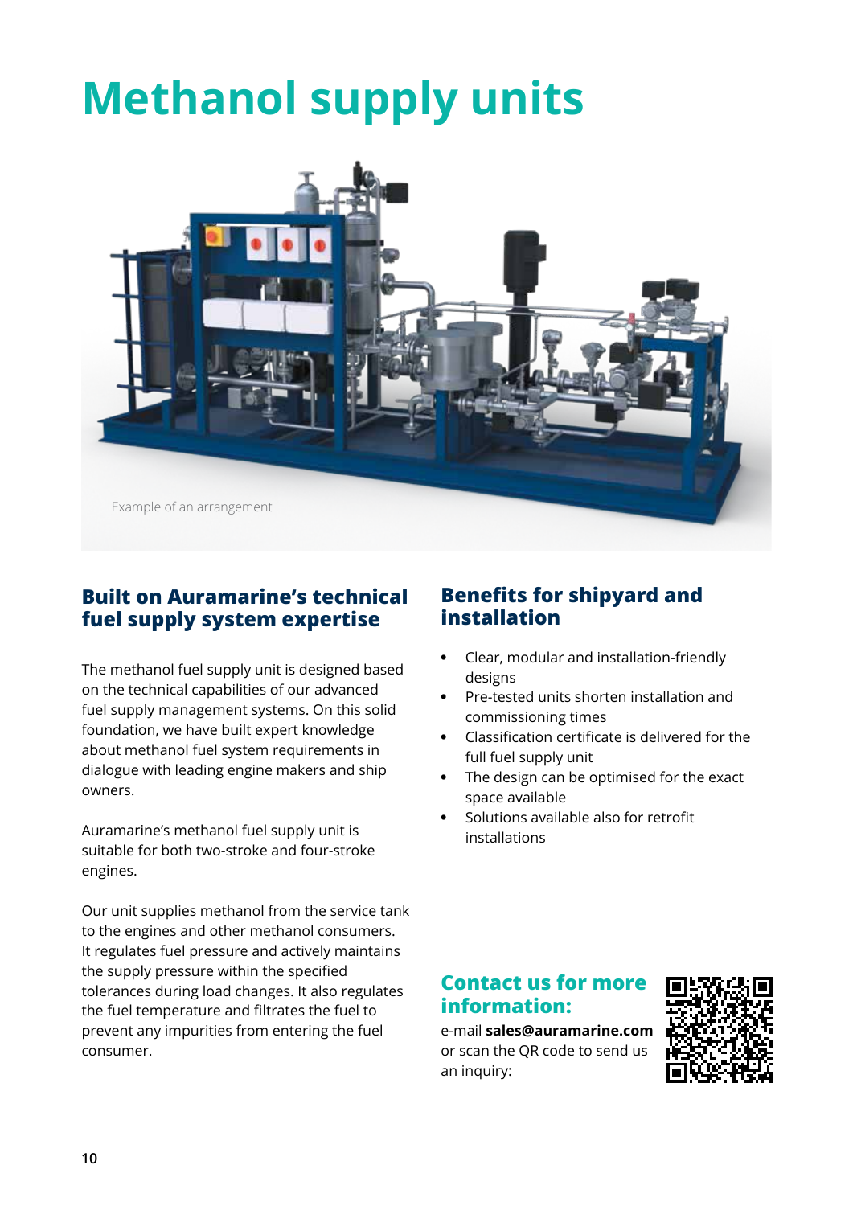# Methanol supply units

Example of an arrangement

## Built on Auramarine's technical fuel supply system expertise

The methanol fuel supply unit is designed based on the technical capabilities of our advanced fuel supply management systems. On this solid foundation, we have built expert knowledge about methanol fuel system requirements in dialogue with leading engine makers and ship owners.

Auramarine's methanol fuel supply unit is suitable for both two-stroke and four-stroke engines.

Our unit supplies methanol from the service tank to the engines and other methanol consumers. It regulates fuel pressure and actively maintains the supply pressure within the specified tolerances during load changes. It also regulates the fuel temperature and filtrates the fuel to prevent any impurities from entering the fuel consumer.

## Benefits for shipyard and installation

- Clear, modular and installation-friendly designs
- Pre-tested units shorten installation and commissioning times
- Classification certificate is delivered for the full fuel supply unit
- The design can be optimised for the exact space available
- Solutions available also for retrofit installations

## Contact us for more information:

e-mail **sales@auramarine.com** or scan the QR code to send us an inquiry: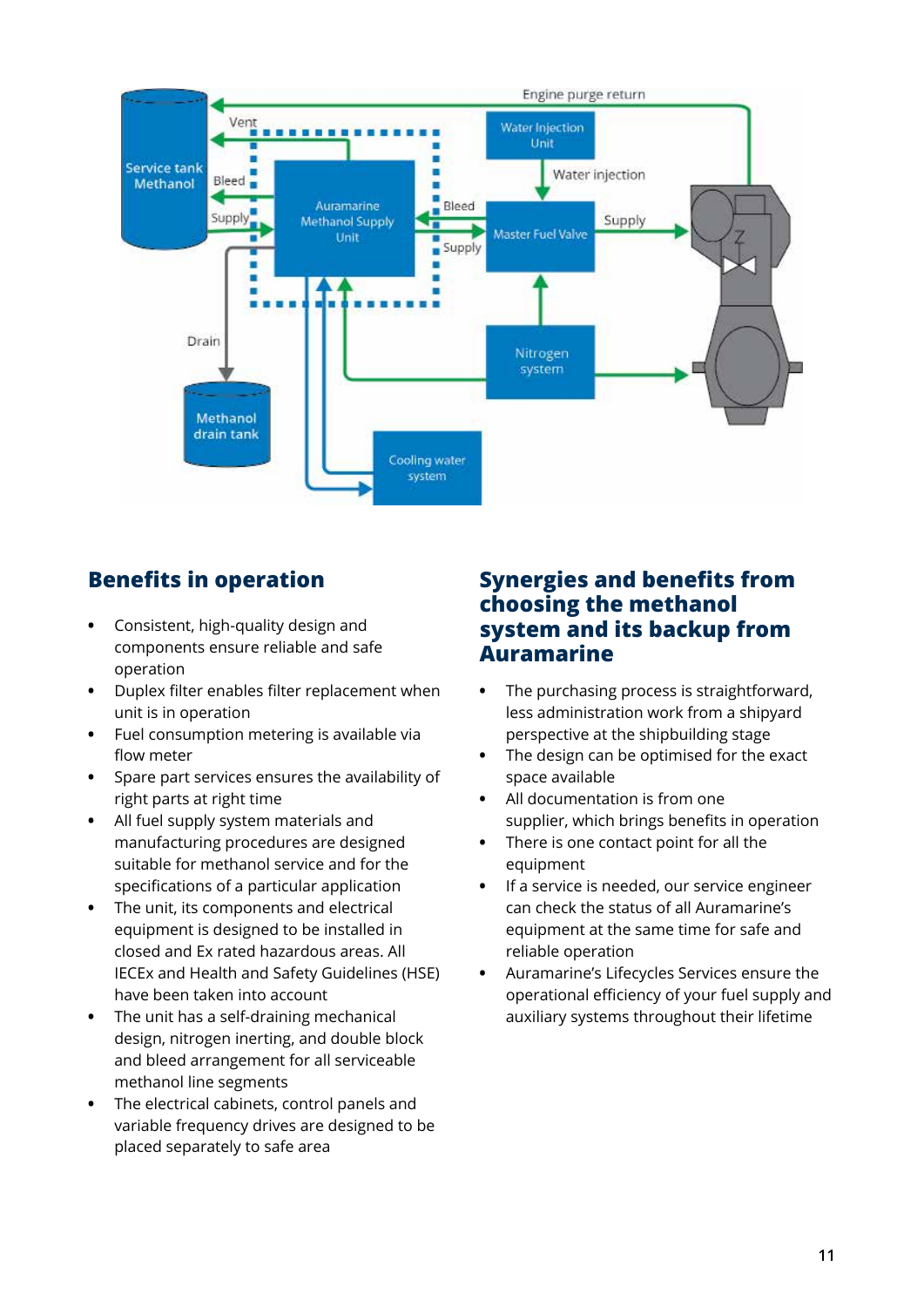## Benefits in operation

- Consistent, high-quality design and components ensure reliable and safe operation
- Duplex filter enables filter replacement when unit is in operation
- Fuel consumption metering is available via flow meter
- Spare part services ensures the availability of right parts at right time
- All fuel supply system materials and manufacturing procedures are designed suitable for methanol service and for the specifications of a particular application
- The unit, its components and electrical equipment is designed to be installed in closed and Ex rated hazardous areas. All IECEx and Health and Safety Guidelines (HSE) have been taken into account
- The unit has a self-draining mechanical design, nitrogen inerting, and double block and bleed arrangement for all serviceable methanol line segments
- The electrical cabinets, control panels and variable frequency drives are designed to be placed separately to safe area

## Synergies and benefits from choosing the methanol system and its backup from Auramarine

- The purchasing process is straightforward, less administration work from a shipyard perspective at the shipbuilding stage
- The design can be optimised for the exact space available
- All documentation is from one supplier, which brings benefits in operation
- There is one contact point for all the equipment
- If a service is needed, our service engineer can check the status of all Auramarine's equipment at the same time for safe and reliable operation
- Auramarine's Lifecycles Services ensure the operational efficiency of your fuel supply and auxiliary systems throughout their lifetime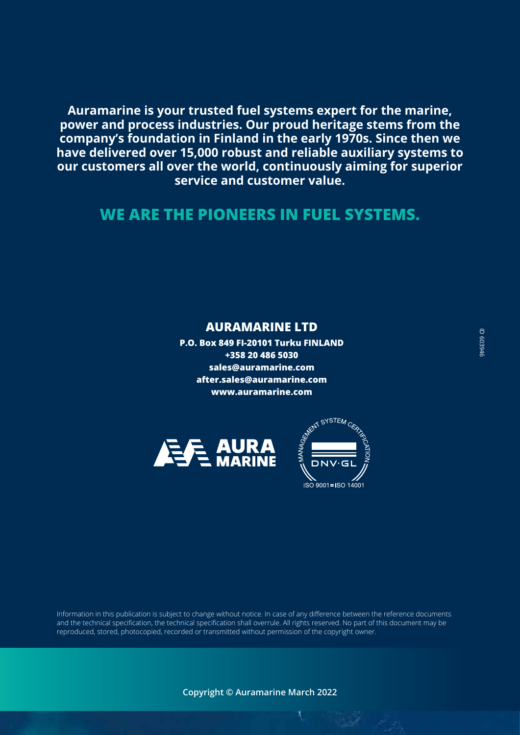**Auramarine is your trusted fuel systems expert for the marine, power and process industries. Our proud heritage stems from the company's foundation in Finland in the early 1970s. Since then we have delivered over 15,000 robust and reliable auxiliary systems to our customers all over the world, continuously aiming for superior service and customer value.**

## WE ARE THE PIONEERS IN FUEL SYSTEMS.

### AURAMARINE LTD

**P.O. Box 849 FI-20101 Turku FINLAND**
**+358 20 486 5030**
**sales@auramarine.com**
**after.sales@auramarine.com**
**www.auramarine.com**

AURA MARINE

MANAGEMENT SYSTEM CERTIFICATION
DNV·GL
ISO 9001=ISO 14001

ID 603946

Information in this publication is subject to change without notice. In case of any difference between the reference documents and the technical specification, the technical specification shall overrule. All rights reserved. No part of this document may be reproduced, stored, photocopied, recorded or transmitted without permission of the copyright owner.

**Copyright © Auramarine March 2022**